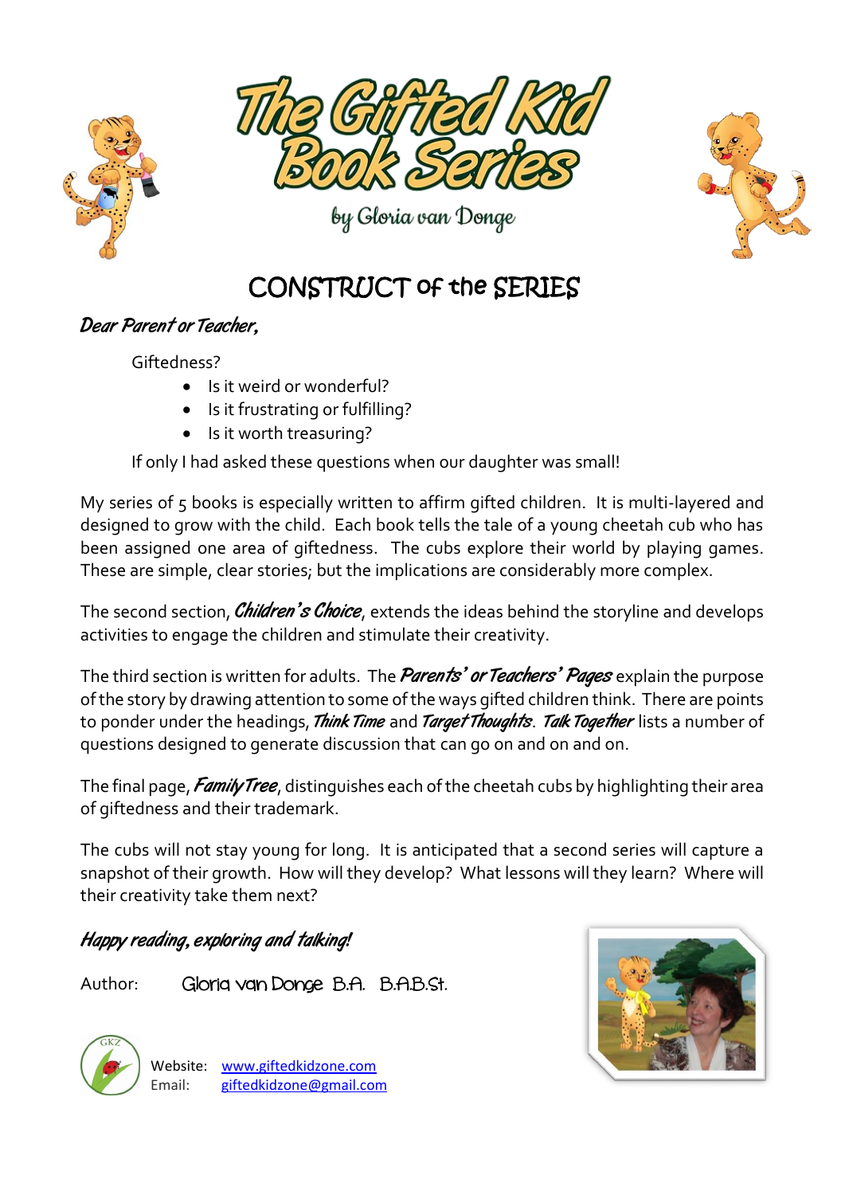# The Gifted Kid Book Series

by Gloria van Donge

## CONSTRUCT of the SERIES

***Dear Parent or Teacher,***

Giftedness?

- Is it weird or wonderful?
- Is it frustrating or fulfilling?
- Is it worth treasuring?

If only I had asked these questions when our daughter was small!

My series of 5 books is especially written to affirm gifted children. It is multi-layered and designed to grow with the child. Each book tells the tale of a young cheetah cub who has been assigned one area of giftedness. The cubs explore their world by playing games. These are simple, clear stories; but the implications are considerably more complex.

The second section, ***Children's Choice***, extends the ideas behind the storyline and develops activities to engage the children and stimulate their creativity.

The third section is written for adults. The ***Parents' or Teachers' Pages*** explain the purpose of the story by drawing attention to some of the ways gifted children think. There are points to ponder under the headings, ***Think Time*** and ***Target Thoughts***. ***Talk Together*** lists a number of questions designed to generate discussion that can go on and on and on.

The final page, ***Family Tree***, distinguishes each of the cheetah cubs by highlighting their area of giftedness and their trademark.

The cubs will not stay young for long. It is anticipated that a second series will capture a snapshot of their growth. How will they develop? What lessons will they learn? Where will their creativity take them next?

***Happy reading, exploring and talking!***

Author: Gloria van Donge B.A. B.A.B.St.

GKZ

Website: www.giftedkidzone.com
Email: giftedkidzone@gmail.com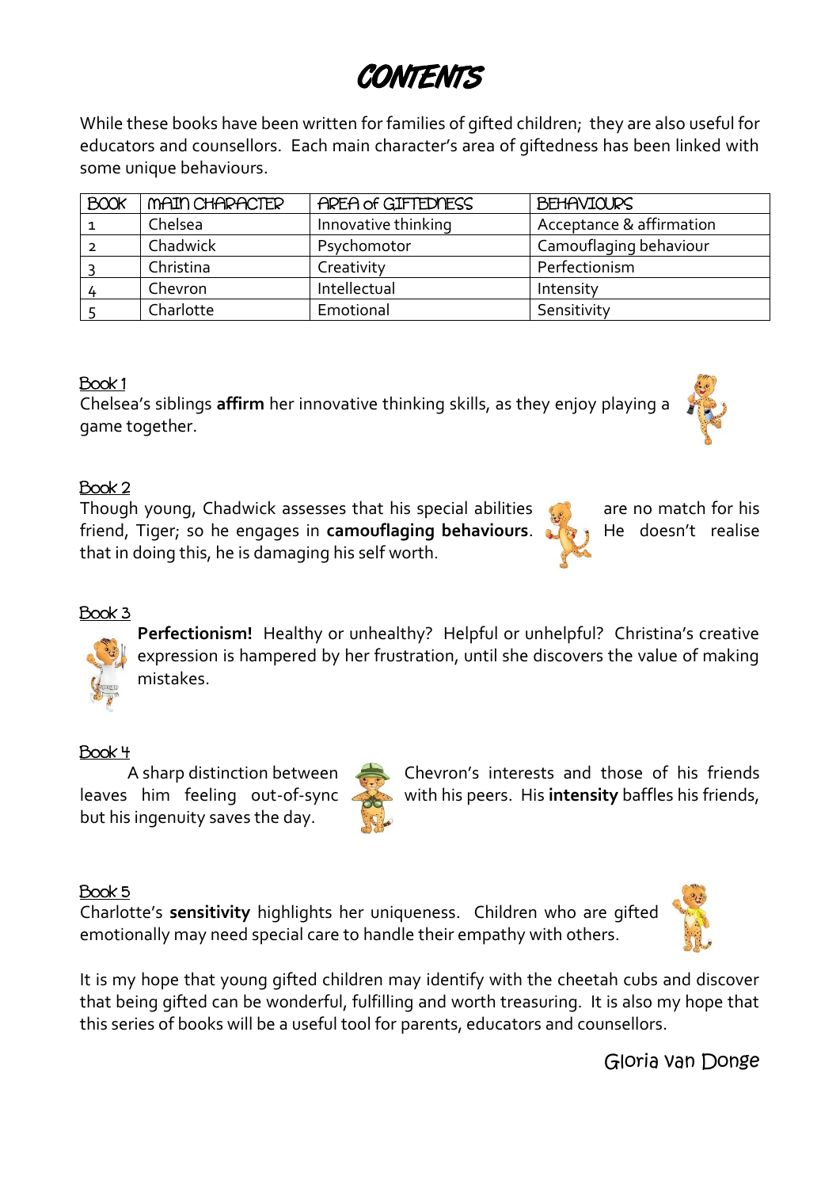# CONTENTS

While these books have been written for families of gifted children; they are also useful for educators and counsellors. Each main character's area of giftedness has been linked with some unique behaviours.

| BOOK | MAIN CHARACTER | AREA of GIFTEDNESS | BEHAVIOURS |
|---|---|---|---|
| 1 | Chelsea | Innovative thinking | Acceptance & affirmation |
| 2 | Chadwick | Psychomotor | Camouflaging behaviour |
| 3 | Christina | Creativity | Perfectionism |
| 4 | Chevron | Intellectual | Intensity |
| 5 | Charlotte | Emotional | Sensitivity |

## Book 1

Chelsea's siblings **affirm** her innovative thinking skills, as they enjoy playing a game together.

## Book 2

Though young, Chadwick assesses that his special abilities are no match for his friend, Tiger; so he engages in **camouflaging behaviours**. He doesn't realise that in doing this, he is damaging his self worth.

## Book 3

**Perfectionism!** Healthy or unhealthy? Helpful or unhelpful? Christina's creative expression is hampered by her frustration, until she discovers the value of making mistakes.

## Book 4

A sharp distinction between Chevron's interests and those of his friends leaves him feeling out-of-sync with his peers. His **intensity** baffles his friends, but his ingenuity saves the day.

## Book 5

Charlotte's **sensitivity** highlights her uniqueness. Children who are gifted emotionally may need special care to handle their empathy with others.

It is my hope that young gifted children may identify with the cheetah cubs and discover that being gifted can be wonderful, fulfilling and worth treasuring. It is also my hope that this series of books will be a useful tool for parents, educators and counsellors.

Gloria van Donge